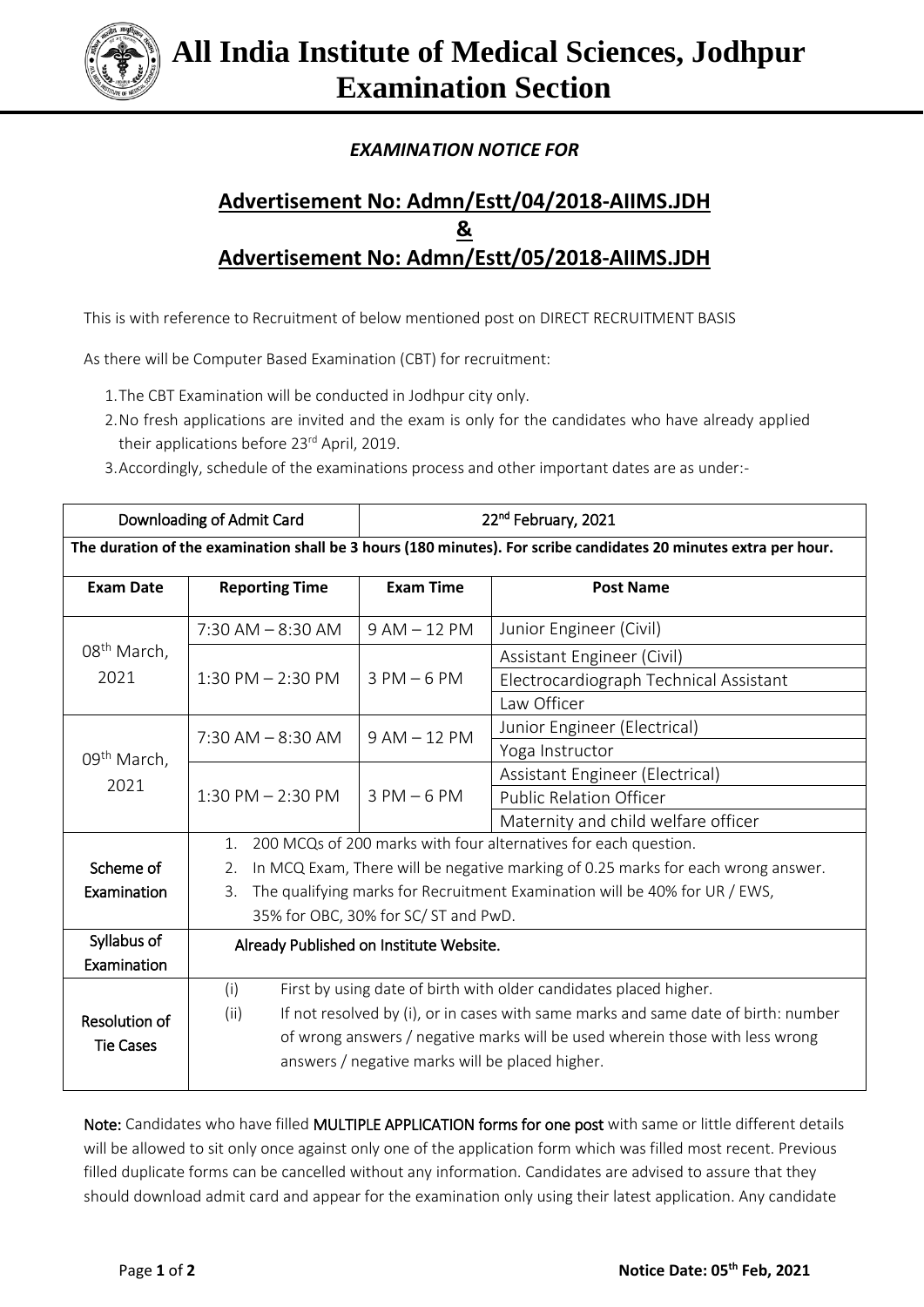# All India Institute of Medical Sciences, Jodhpur
# Examination Section

***EXAMINATION NOTICE FOR***

## Advertisement No: Admn/Estt/04/2018-AIIMS.JDH
## &
## Advertisement No: Admn/Estt/05/2018-AIIMS.JDH

This is with reference to Recruitment of below mentioned post on DIRECT RECRUITMENT BASIS

As there will be Computer Based Examination (CBT) for recruitment:

1. The CBT Examination will be conducted in Jodhpur city only.
2. No fresh applications are invited and the exam is only for the candidates who have already applied their applications before 23rd April, 2019.
3. Accordingly, schedule of the examinations process and other important dates are as under:-

| Downloading of Admit Card | | 22nd February, 2021 | |
|---|---|---|---|
| **The duration of the examination shall be 3 hours (180 minutes). For scribe candidates 20 minutes extra per hour.** | | | |
| **Exam Date** | **Reporting Time** | **Exam Time** | **Post Name** |
| 08th March, 2021 | 7:30 AM – 8:30 AM | 9 AM – 12 PM | Junior Engineer (Civil) |
| | 1:30 PM – 2:30 PM | 3 PM – 6 PM | Assistant Engineer (Civil) |
| | | | Electrocardiograph Technical Assistant |
| | | | Law Officer |
| 09th March, 2021 | 7:30 AM – 8:30 AM | 9 AM – 12 PM | Junior Engineer (Electrical) |
| | | | Yoga Instructor |
| | 1:30 PM – 2:30 PM | 3 PM – 6 PM | Assistant Engineer (Electrical) |
| | | | Public Relation Officer |
| | | | Maternity and child welfare officer |
| Scheme of Examination | 1. 200 MCQs of 200 marks with four alternatives for each question. 2. In MCQ Exam, There will be negative marking of 0.25 marks for each wrong answer. 3. The qualifying marks for Recruitment Examination will be 40% for UR / EWS, 35% for OBC, 30% for SC/ ST and PwD. | | |
| Syllabus of Examination | Already Published on Institute Website. | | |
| Resolution of Tie Cases | (i) First by using date of birth with older candidates placed higher. (ii) If not resolved by (i), or in cases with same marks and same date of birth: number of wrong answers / negative marks will be used wherein those with less wrong answers / negative marks will be placed higher. | | |

Note: Candidates who have filled MULTIPLE APPLICATION forms for one post with same or little different details will be allowed to sit only once against only one of the application form which was filled most recent. Previous filled duplicate forms can be cancelled without any information. Candidates are advised to assure that they should download admit card and appear for the examination only using their latest application. Any candidate

**Notice Date: 05th Feb, 2021**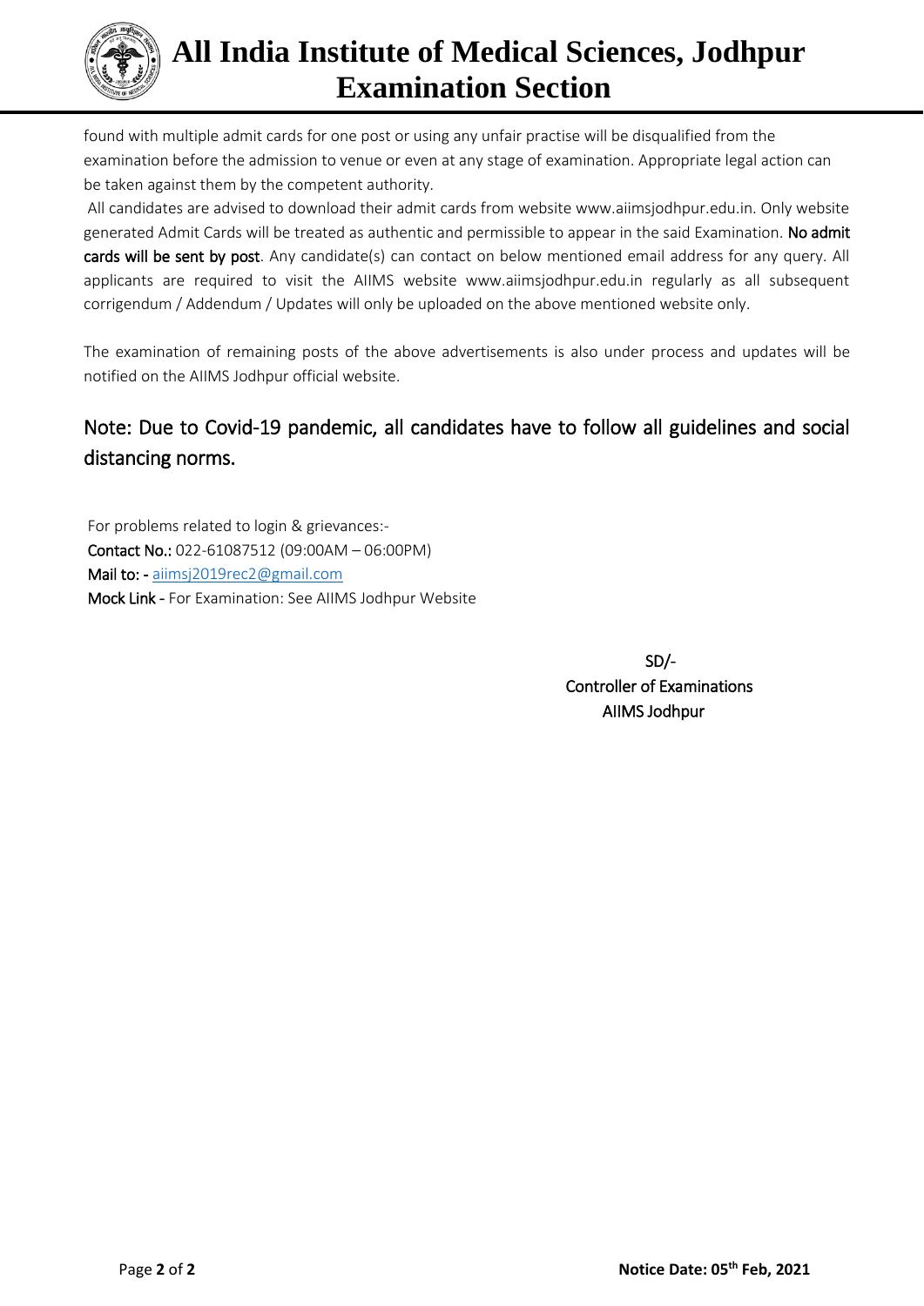found with multiple admit cards for one post or using any unfair practise will be disqualified from the examination before the admission to venue or even at any stage of examination. Appropriate legal action can be taken against them by the competent authority.

All candidates are advised to download their admit cards from website www.aiimsjodhpur.edu.in. Only website generated Admit Cards will be treated as authentic and permissible to appear in the said Examination. **No admit cards will be sent by post**. Any candidate(s) can contact on below mentioned email address for any query. All applicants are required to visit the AIIMS website www.aiimsjodhpur.edu.in regularly as all subsequent corrigendum / Addendum / Updates will only be uploaded on the above mentioned website only.

The examination of remaining posts of the above advertisements is also under process and updates will be notified on the AIIMS Jodhpur official website.

## Note: Due to Covid-19 pandemic, all candidates have to follow all guidelines and social distancing norms.

For problems related to login & grievances:-
**Contact No.:** 022-61087512 (09:00AM – 06:00PM)
**Mail to: -** aiimsj2019rec2@gmail.com
**Mock Link -** For Examination: See AIIMS Jodhpur Website

SD/-
Controller of Examinations
AIIMS Jodhpur

**Notice Date: 05th Feb, 2021**